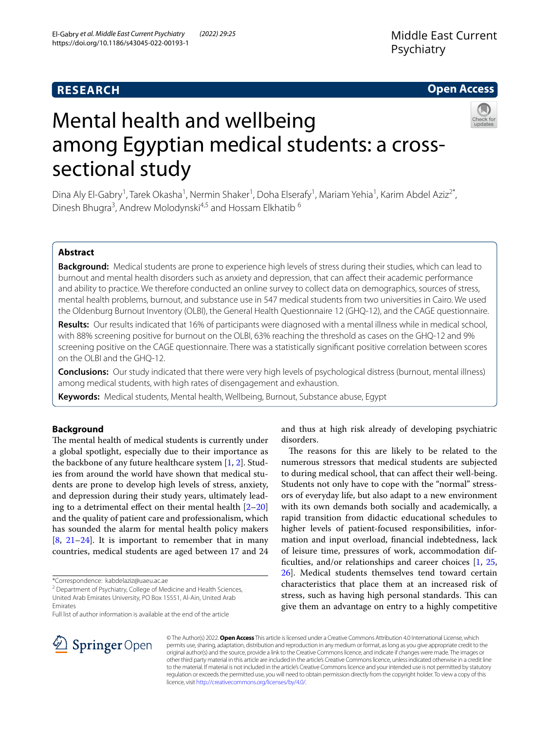RESEARCH

Open Access

# Mental health and wellbeing among Egyptian medical students: a cross-sectional study

Dina Aly El-Gabry[1], Tarek Okasha[1], Nermin Shaker[1], Doha Elserafy[1], Mariam Yehia[1], Karim Abdel Aziz[2*], Dinesh Bhugra[3], Andrew Molodynski[4,5] and Hossam Elkhatib [6]

## Abstract

**Background:** Medical students are prone to experience high levels of stress during their studies, which can lead to burnout and mental health disorders such as anxiety and depression, that can affect their academic performance and ability to practice. We therefore conducted an online survey to collect data on demographics, sources of stress, mental health problems, burnout, and substance use in 547 medical students from two universities in Cairo. We used the Oldenburg Burnout Inventory (OLBI), the General Health Questionnaire 12 (GHQ-12), and the CAGE questionnaire.

**Results:** Our results indicated that 16% of participants were diagnosed with a mental illness while in medical school, with 88% screening positive for burnout on the OLBI, 63% reaching the threshold as cases on the GHQ-12 and 9% screening positive on the CAGE questionnaire. There was a statistically significant positive correlation between scores on the OLBI and the GHQ-12.

**Conclusions:** Our study indicated that there were very high levels of psychological distress (burnout, mental illness) among medical students, with high rates of disengagement and exhaustion.

**Keywords:** Medical students, Mental health, Wellbeing, Burnout, Substance abuse, Egypt

## Background

The mental health of medical students is currently under a global spotlight, especially due to their importance as the backbone of any future healthcare system [1, 2]. Studies from around the world have shown that medical students are prone to develop high levels of stress, anxiety, and depression during their study years, ultimately leading to a detrimental effect on their mental health [2–20] and the quality of patient care and professionalism, which has sounded the alarm for mental health policy makers [8, 21–24]. It is important to remember that in many countries, medical students are aged between 17 and 24 and thus at high risk already of developing psychiatric disorders.

The reasons for this are likely to be related to the numerous stressors that medical students are subjected to during medical school, that can affect their well-being. Students not only have to cope with the "normal" stressors of everyday life, but also adapt to a new environment with its own demands both socially and academically, a rapid transition from didactic educational schedules to higher levels of patient-focused responsibilities, information and input overload, financial indebtedness, lack of leisure time, pressures of work, accommodation difficulties, and/or relationships and career choices [1, 25, 26]. Medical students themselves tend toward certain characteristics that place them at an increased risk of stress, such as having high personal standards. This can give them an advantage on entry to a highly competitive

*Correspondence: kabdelaziz@uaeu.ac.ae

[2] Department of Psychiatry, College of Medicine and Health Sciences, United Arab Emirates University, PO Box 15551, Al-Ain, United Arab Emirates

Full list of author information is available at the end of the article

© The Author(s) 2022. **Open Access** This article is licensed under a Creative Commons Attribution 4.0 International License, which permits use, sharing, adaptation, distribution and reproduction in any medium or format, as long as you give appropriate credit to the original author(s) and the source, provide a link to the Creative Commons licence, and indicate if changes were made. The images or other third party material in this article are included in the article's Creative Commons licence, unless indicated otherwise in a credit line to the material. If material is not included in the article's Creative Commons licence and your intended use is not permitted by statutory regulation or exceeds the permitted use, you will need to obtain permission directly from the copyright holder. To view a copy of this licence, visit http://creativecommons.org/licenses/by/4.0/.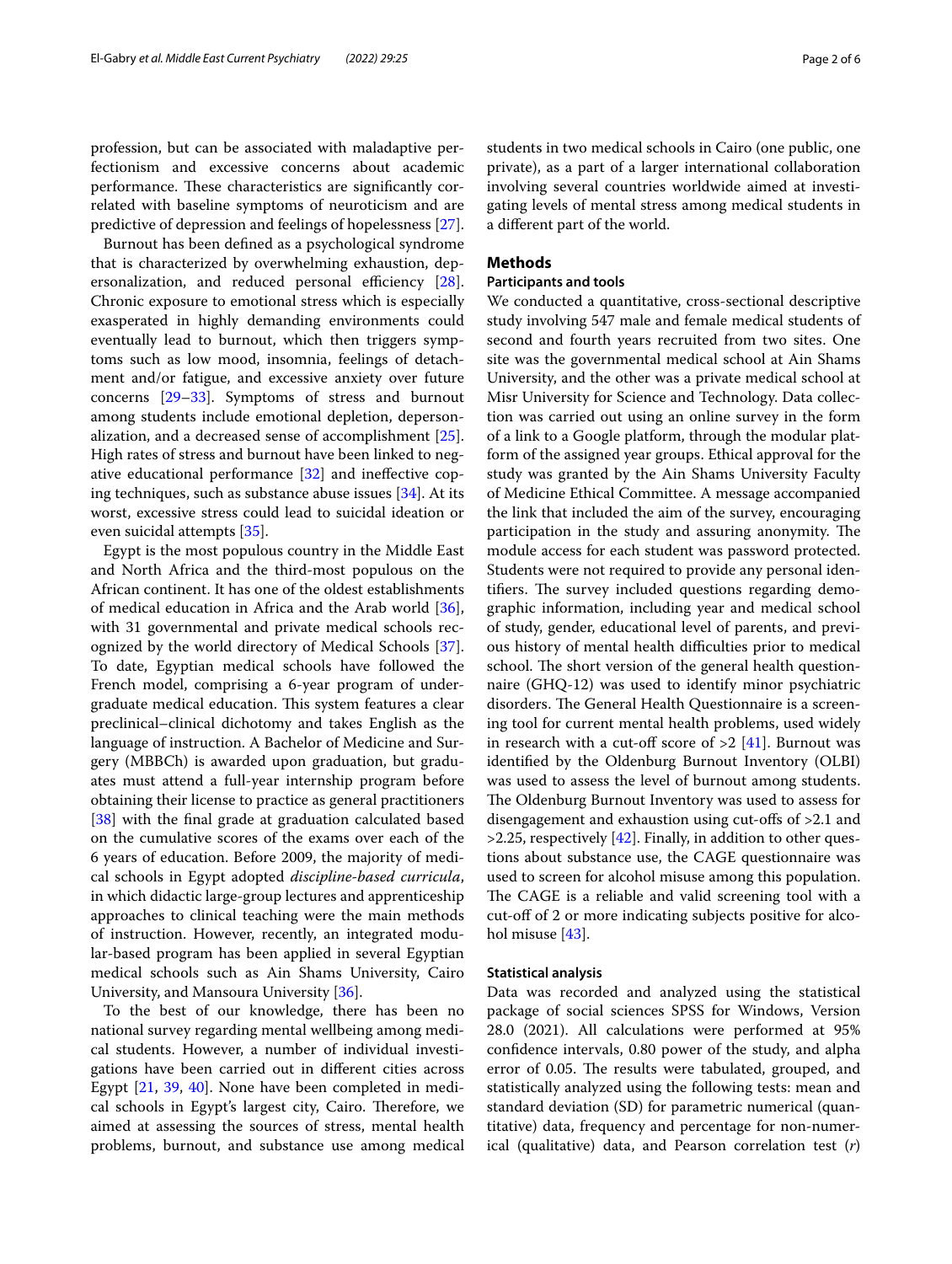profession, but can be associated with maladaptive perfectionism and excessive concerns about academic performance. These characteristics are significantly correlated with baseline symptoms of neuroticism and are predictive of depression and feelings of hopelessness [27].

Burnout has been defined as a psychological syndrome that is characterized by overwhelming exhaustion, depersonalization, and reduced personal efficiency [28]. Chronic exposure to emotional stress which is especially exasperated in highly demanding environments could eventually lead to burnout, which then triggers symptoms such as low mood, insomnia, feelings of detachment and/or fatigue, and excessive anxiety over future concerns [29–33]. Symptoms of stress and burnout among students include emotional depletion, depersonalization, and a decreased sense of accomplishment [25]. High rates of stress and burnout have been linked to negative educational performance [32] and ineffective coping techniques, such as substance abuse issues [34]. At its worst, excessive stress could lead to suicidal ideation or even suicidal attempts [35].

Egypt is the most populous country in the Middle East and North Africa and the third-most populous on the African continent. It has one of the oldest establishments of medical education in Africa and the Arab world [36], with 31 governmental and private medical schools recognized by the world directory of Medical Schools [37]. To date, Egyptian medical schools have followed the French model, comprising a 6-year program of undergraduate medical education. This system features a clear preclinical–clinical dichotomy and takes English as the language of instruction. A Bachelor of Medicine and Surgery (MBBCh) is awarded upon graduation, but graduates must attend a full-year internship program before obtaining their license to practice as general practitioners [38] with the final grade at graduation calculated based on the cumulative scores of the exams over each of the 6 years of education. Before 2009, the majority of medical schools in Egypt adopted *discipline-based curricula*, in which didactic large-group lectures and apprenticeship approaches to clinical teaching were the main methods of instruction. However, recently, an integrated modular-based program has been applied in several Egyptian medical schools such as Ain Shams University, Cairo University, and Mansoura University [36].

To the best of our knowledge, there has been no national survey regarding mental wellbeing among medical students. However, a number of individual investigations have been carried out in different cities across Egypt [21, 39, 40]. None have been completed in medical schools in Egypt's largest city, Cairo. Therefore, we aimed at assessing the sources of stress, mental health problems, burnout, and substance use among medical students in two medical schools in Cairo (one public, one private), as a part of a larger international collaboration involving several countries worldwide aimed at investigating levels of mental stress among medical students in a different part of the world.

## Methods

### Participants and tools

We conducted a quantitative, cross-sectional descriptive study involving 547 male and female medical students of second and fourth years recruited from two sites. One site was the governmental medical school at Ain Shams University, and the other was a private medical school at Misr University for Science and Technology. Data collection was carried out using an online survey in the form of a link to a Google platform, through the modular platform of the assigned year groups. Ethical approval for the study was granted by the Ain Shams University Faculty of Medicine Ethical Committee. A message accompanied the link that included the aim of the survey, encouraging participation in the study and assuring anonymity. The module access for each student was password protected. Students were not required to provide any personal identifiers. The survey included questions regarding demographic information, including year and medical school of study, gender, educational level of parents, and previous history of mental health difficulties prior to medical school. The short version of the general health questionnaire (GHQ-12) was used to identify minor psychiatric disorders. The General Health Questionnaire is a screening tool for current mental health problems, used widely in research with a cut-off score of >2 [41]. Burnout was identified by the Oldenburg Burnout Inventory (OLBI) was used to assess the level of burnout among students. The Oldenburg Burnout Inventory was used to assess for disengagement and exhaustion using cut-offs of >2.1 and >2.25, respectively [42]. Finally, in addition to other questions about substance use, the CAGE questionnaire was used to screen for alcohol misuse among this population. The CAGE is a reliable and valid screening tool with a cut-off of 2 or more indicating subjects positive for alcohol misuse [43].

### Statistical analysis

Data was recorded and analyzed using the statistical package of social sciences SPSS for Windows, Version 28.0 (2021). All calculations were performed at 95% confidence intervals, 0.80 power of the study, and alpha error of 0.05. The results were tabulated, grouped, and statistically analyzed using the following tests: mean and standard deviation (SD) for parametric numerical (quantitative) data, frequency and percentage for non-numerical (qualitative) data, and Pearson correlation test ($r$)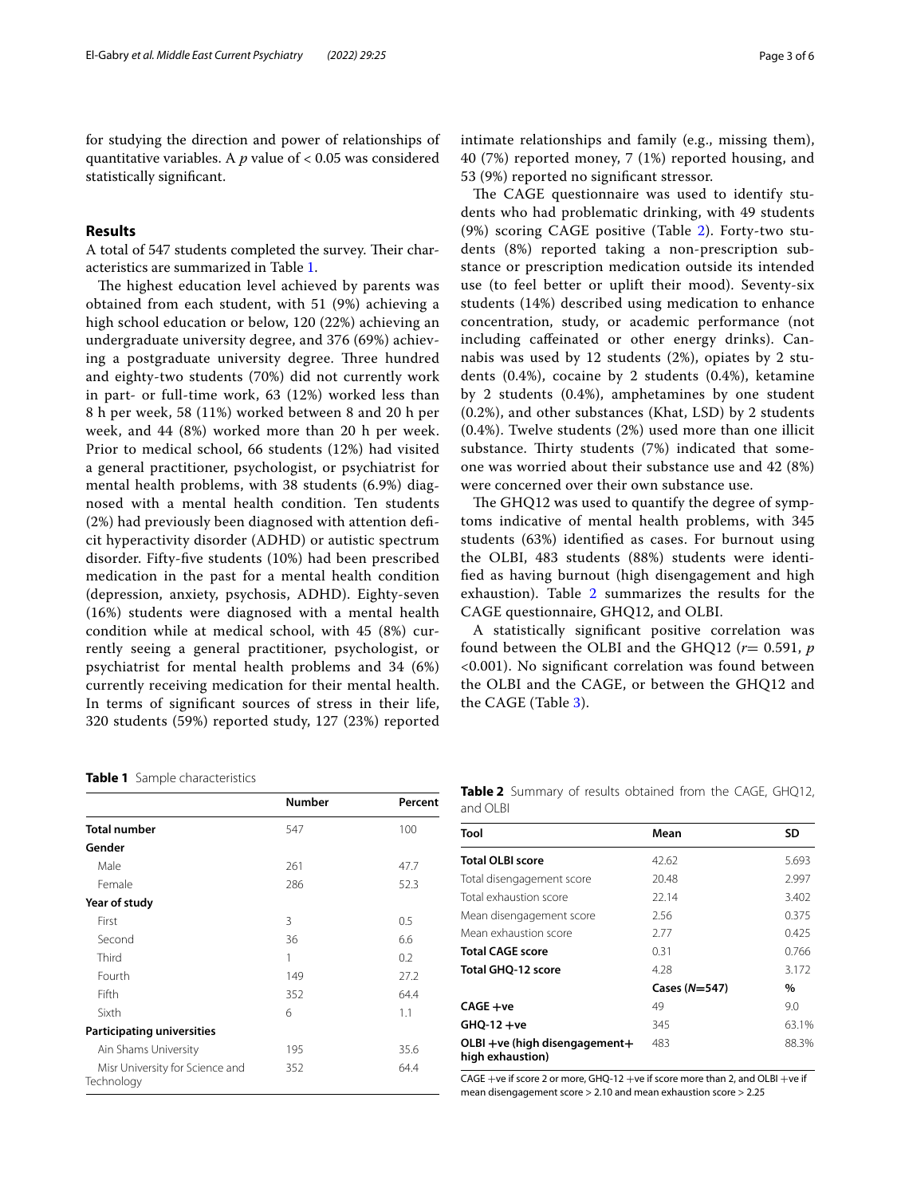for studying the direction and power of relationships of quantitative variables. A $p$ value of < 0.05 was considered statistically significant.

## Results

A total of 547 students completed the survey. Their characteristics are summarized in Table 1.

The highest education level achieved by parents was obtained from each student, with 51 (9%) achieving a high school education or below, 120 (22%) achieving an undergraduate university degree, and 376 (69%) achieving a postgraduate university degree. Three hundred and eighty-two students (70%) did not currently work in part- or full-time work, 63 (12%) worked less than 8 h per week, 58 (11%) worked between 8 and 20 h per week, and 44 (8%) worked more than 20 h per week. Prior to medical school, 66 students (12%) had visited a general practitioner, psychologist, or psychiatrist for mental health problems, with 38 students (6.9%) diagnosed with a mental health condition. Ten students (2%) had previously been diagnosed with attention deficit hyperactivity disorder (ADHD) or autistic spectrum disorder. Fifty-five students (10%) had been prescribed medication in the past for a mental health condition (depression, anxiety, psychosis, ADHD). Eighty-seven (16%) students were diagnosed with a mental health condition while at medical school, with 45 (8%) currently seeing a general practitioner, psychologist, or psychiatrist for mental health problems and 34 (6%) currently receiving medication for their mental health. In terms of significant sources of stress in their life, 320 students (59%) reported study, 127 (23%) reported intimate relationships and family (e.g., missing them), 40 (7%) reported money, 7 (1%) reported housing, and 53 (9%) reported no significant stressor.

The CAGE questionnaire was used to identify students who had problematic drinking, with 49 students (9%) scoring CAGE positive (Table 2). Forty-two students (8%) reported taking a non-prescription substance or prescription medication outside its intended use (to feel better or uplift their mood). Seventy-six students (14%) described using medication to enhance concentration, study, or academic performance (not including caffeinated or other energy drinks). Cannabis was used by 12 students (2%), opiates by 2 students (0.4%), cocaine by 2 students (0.4%), ketamine by 2 students (0.4%), amphetamines by one student (0.2%), and other substances (Khat, LSD) by 2 students (0.4%). Twelve students (2%) used more than one illicit substance. Thirty students (7%) indicated that someone was worried about their substance use and 42 (8%) were concerned over their own substance use.

The GHQ12 was used to quantify the degree of symptoms indicative of mental health problems, with 345 students (63%) identified as cases. For burnout using the OLBI, 483 students (88%) students were identified as having burnout (high disengagement and high exhaustion). Table 2 summarizes the results for the CAGE questionnaire, GHQ12, and OLBI.

A statistically significant positive correlation was found between the OLBI and the GHQ12 ($r$= 0.591, $p$ <0.001). No significant correlation was found between the OLBI and the CAGE, or between the GHQ12 and the CAGE (Table 3).

**Table 1** Sample characteristics

| | Number | Percent |
|---|---|---|
| **Total number** | 547 | 100 |
| **Gender** | | |
| Male | 261 | 47.7 |
| Female | 286 | 52.3 |
| **Year of study** | | |
| First | 3 | 0.5 |
| Second | 36 | 6.6 |
| Third | 1 | 0.2 |
| Fourth | 149 | 27.2 |
| Fifth | 352 | 64.4 |
| Sixth | 6 | 1.1 |
| **Participating universities** | | |
| Ain Shams University | 195 | 35.6 |
| Misr University for Science and Technology | 352 | 64.4 |

**Table 2** Summary of results obtained from the CAGE, GHQ12, and OLBI

| Tool | Mean | SD |
|---|---|---|
| **Total OLBI score** | 42.62 | 5.693 |
| Total disengagement score | 20.48 | 2.997 |
| Total exhaustion score | 22.14 | 3.402 |
| Mean disengagement score | 2.56 | 0.375 |
| Mean exhaustion score | 2.77 | 0.425 |
| **Total CAGE score** | 0.31 | 0.766 |
| **Total GHQ-12 score** | 4.28 | 3.172 |
| | **Cases (*N*=547)** | **%** |
| **CAGE +ve** | 49 | 9.0 |
| **GHQ-12 +ve** | 345 | 63.1% |
| **OLBI +ve (high disengagement+ high exhaustion)** | 483 | 88.3% |

CAGE +ve if score 2 or more, GHQ-12 +ve if score more than 2, and OLBI +ve if mean disengagement score > 2.10 and mean exhaustion score > 2.25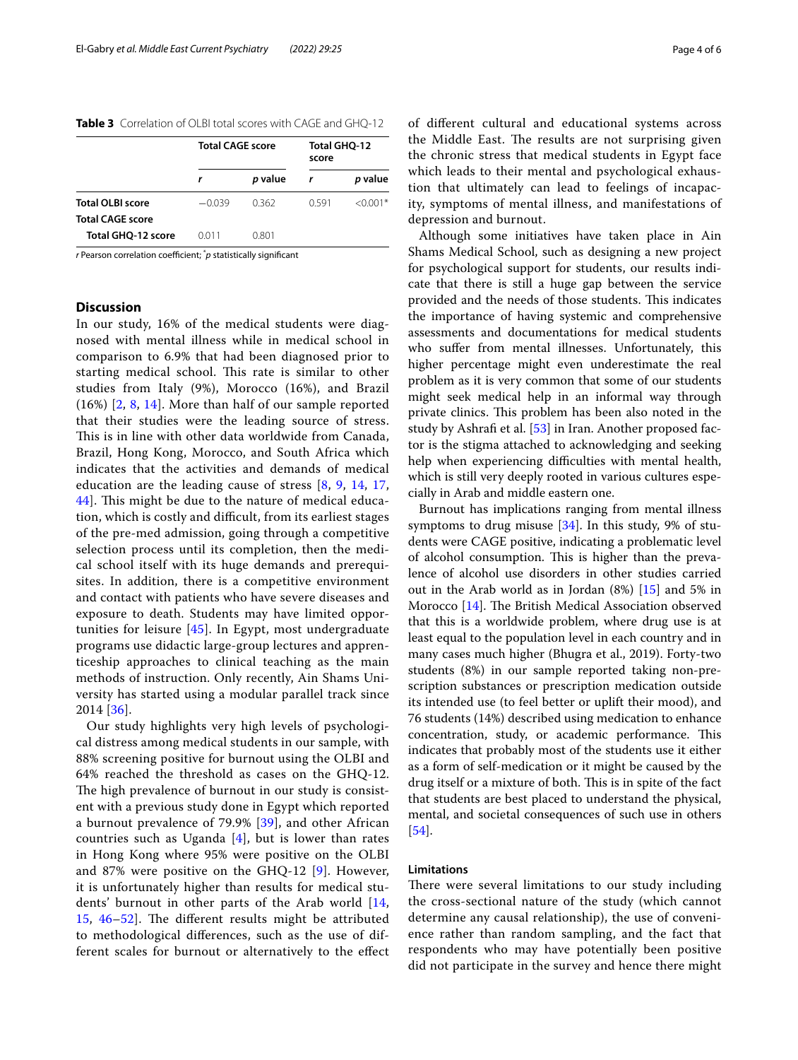**Table 3** Correlation of OLBI total scores with CAGE and GHQ-12

| | Total CAGE score | | Total GHQ-12 score | |
|---|---|---|---|---|
| | *r* | *p* value | *r* | *p* value |
| **Total OLBI score** | −0.039 | 0.362 | 0.591 | <0.001* |
| **Total CAGE score** | | | | |
| **Total GHQ-12 score** | 0.011 | 0.801 | | |

*r* Pearson correlation coefficient; *p statistically significant

## Discussion

In our study, 16% of the medical students were diagnosed with mental illness while in medical school in comparison to 6.9% that had been diagnosed prior to starting medical school. This rate is similar to other studies from Italy (9%), Morocco (16%), and Brazil (16%) [2, 8, 14]. More than half of our sample reported that their studies were the leading source of stress. This is in line with other data worldwide from Canada, Brazil, Hong Kong, Morocco, and South Africa which indicates that the activities and demands of medical education are the leading cause of stress [8, 9, 14, 17, 44]. This might be due to the nature of medical education, which is costly and difficult, from its earliest stages of the pre-med admission, going through a competitive selection process until its completion, then the medical school itself with its huge demands and prerequisites. In addition, there is a competitive environment and contact with patients who have severe diseases and exposure to death. Students may have limited opportunities for leisure [45]. In Egypt, most undergraduate programs use didactic large-group lectures and apprenticeship approaches to clinical teaching as the main methods of instruction. Only recently, Ain Shams University has started using a modular parallel track since 2014 [36].

Our study highlights very high levels of psychological distress among medical students in our sample, with 88% screening positive for burnout using the OLBI and 64% reached the threshold as cases on the GHQ-12. The high prevalence of burnout in our study is consistent with a previous study done in Egypt which reported a burnout prevalence of 79.9% [39], and other African countries such as Uganda [4], but is lower than rates in Hong Kong where 95% were positive on the OLBI and 87% were positive on the GHQ-12 [9]. However, it is unfortunately higher than results for medical students' burnout in other parts of the Arab world [14, 15, 46–52]. The different results might be attributed to methodological differences, such as the use of different scales for burnout or alternatively to the effect of different cultural and educational systems across the Middle East. The results are not surprising given the chronic stress that medical students in Egypt face which leads to their mental and psychological exhaustion that ultimately can lead to feelings of incapacity, symptoms of mental illness, and manifestations of depression and burnout.

Although some initiatives have taken place in Ain Shams Medical School, such as designing a new project for psychological support for students, our results indicate that there is still a huge gap between the service provided and the needs of those students. This indicates the importance of having systemic and comprehensive assessments and documentations for medical students who suffer from mental illnesses. Unfortunately, this higher percentage might even underestimate the real problem as it is very common that some of our students might seek medical help in an informal way through private clinics. This problem has been also noted in the study by Ashrafi et al. [53] in Iran. Another proposed factor is the stigma attached to acknowledging and seeking help when experiencing difficulties with mental health, which is still very deeply rooted in various cultures especially in Arab and middle eastern one.

Burnout has implications ranging from mental illness symptoms to drug misuse [34]. In this study, 9% of students were CAGE positive, indicating a problematic level of alcohol consumption. This is higher than the prevalence of alcohol use disorders in other studies carried out in the Arab world as in Jordan (8%) [15] and 5% in Morocco [14]. The British Medical Association observed that this is a worldwide problem, where drug use is at least equal to the population level in each country and in many cases much higher (Bhugra et al., 2019). Forty-two students (8%) in our sample reported taking non-prescription substances or prescription medication outside its intended use (to feel better or uplift their mood), and 76 students (14%) described using medication to enhance concentration, study, or academic performance. This indicates that probably most of the students use it either as a form of self-medication or it might be caused by the drug itself or a mixture of both. This is in spite of the fact that students are best placed to understand the physical, mental, and societal consequences of such use in others [54].

### Limitations

There were several limitations to our study including the cross-sectional nature of the study (which cannot determine any causal relationship), the use of convenience rather than random sampling, and the fact that respondents who may have potentially been positive did not participate in the survey and hence there might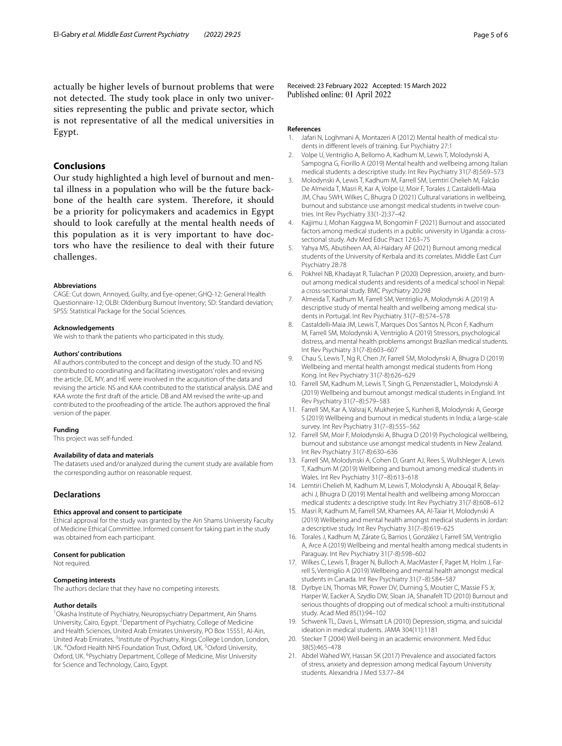actually be higher levels of burnout problems that were not detected. The study took place in only two universities representing the public and private sector, which is not representative of all the medical universities in Egypt.

## Conclusions

Our study highlighted a high level of burnout and mental illness in a population who will be the future backbone of the health care system. Therefore, it should be a priority for policymakers and academics in Egypt should to look carefully at the mental health needs of this population as it is very important to have doctors who have the resilience to deal with their future challenges.

#### Abbreviations

CAGE: Cut down, Annoyed, Guilty, and Eye-opener; GHQ-12: General Health Questionnaire-12; OLBI: Oldenburg Burnout Inventory; SD: Standard deviation; SPSS: Statistical Package for the Social Sciences.

#### Acknowledgements

We wish to thank the patients who participated in this study.

#### Authors' contributions

All authors contributed to the concept and design of the study. TO and NS contributed to coordinating and facilitating investigators' roles and revising the article. DE, MY, and HE were involved in the acquisition of the data and revising the article. NS and KAA contributed to the statistical analysis. DAE and KAA wrote the first draft of the article. DB and AM revised the write-up and contributed to the proofreading of the article. The authors approved the final version of the paper.

#### Funding

This project was self-funded.

#### Availability of data and materials

The datasets used and/or analyzed during the current study are available from the corresponding author on reasonable request.

### Declarations

#### Ethics approval and consent to participate

Ethical approval for the study was granted by the Ain Shams University Faculty of Medicine Ethical Committee. Informed consent for taking part in the study was obtained from each participant.

#### Consent for publication

Not required.

#### Competing interests

The authors declare that they have no competing interests.

#### Author details

[1]Okasha Institute of Psychiatry, Neuropsychiatry Department, Ain Shams University, Cairo, Egypt. [2]Department of Psychiatry, College of Medicine and Health Sciences, United Arab Emirates University, PO Box 15551, Al-Ain, United Arab Emirates. [3]Institute of Psychiatry, Kings College London, London, UK. [4]Oxford Health NHS Foundation Trust, Oxford, UK. [5]Oxford University, Oxford, UK. [6]Psychiatry Department, College of Medicine, Misr University for Science and Technology, Cairo, Egypt.

Received: 23 February 2022 Accepted: 15 March 2022
Published online: 01 April 2022

#### References

1. Jafari N, Loghmani A, Montazeri A (2012) Mental health of medical students in different levels of training. Eur Psychiatry 27:1
2. Volpe U, Ventriglio A, Bellomo A, Kadhum M, Lewis T, Molodynski A, Sampogna G, Fiorillo A (2019) Mental health and wellbeing among Italian medical students: a descriptive study. Int Rev Psychiatry 31(7-8):569–573
3. Molodynski A, Lewis T, Kadhum M, Farrell SM, Lemtiri Chelieh M, Falcão De Almeida T, Masri R, Kar A, Volpe U, Moir F, Torales J, Castaldelli-Maia JM, Chau SWH, Wilkes C, Bhugra D (2021) Cultural variations in wellbeing, burnout and substance use amongst medical students in twelve countries. Int Rev Psychiatry 33(1-2):37–42
4. Kajjimu J, Mohan Kaggwa M, Bongomin F (2021) Burnout and associated factors among medical students in a public university in Uganda: a cross-sectional study. Adv Med Educ Pract 12:63–75
5. Yahya MS, Abutiheen AA, Al-Haidary AF (2021) Burnout among medical students of the University of Kerbala and its correlates. Middle East Curr Psychiatry 28:78
6. Pokhrel NB, Khadayat R, Tulachan P (2020) Depression, anxiety, and burnout among medical students and residents of a medical school in Nepal: a cross-sectional study. BMC Psychiatry 20:298
7. Almeida T, Kadhum M, Farrell SM, Ventriglio A, Molodynski A (2019) A descriptive study of mental health and wellbeing among medical students in Portugal. Int Rev Psychiatry 31(7–8):574–578
8. Castaldelli-Maia JM, Lewis T, Marques Dos Santos N, Picon F, Kadhum M, Farrell SM, Molodynski A, Ventriglio A (2019) Stressors, psychological distress, and mental health problems amongst Brazilian medical students. Int Rev Psychiatry 31(7-8):603–607
9. Chau S, Lewis T, Ng R, Chen JY, Farrell SM, Molodynski A, Bhugra D (2019) Wellbeing and mental health amongst medical students from Hong Kong. Int Rev Psychiatry 31(7-8):626–629
10. Farrell SM, Kadhum M, Lewis T, Singh G, Penzenstadler L, Molodynski A (2019) Wellbeing and burnout amongst medical students in England. Int Rev Psychiatry 31(7–8):579–583
11. Farrell SM, Kar A, Valsraj K, Mukherjee S, Kunheri B, Molodynski A, George S (2019) Wellbeing and burnout in medical students in India; a large-scale survey. Int Rev Psychiatry 31(7–8):555–562
12. Farrell SM, Moir F, Molodynski A, Bhugra D (2019) Psychological wellbeing, burnout and substance use amongst medical students in New Zealand. Int Rev Psychiatry 31(7-8):630–636
13. Farrell SM, Molodynski A, Cohen D, Grant AJ, Rees S, Wullshleger A, Lewis T, Kadhum M (2019) Wellbeing and burnout among medical students in Wales. Int Rev Psychiatry 31(7–8):613–618
14. Lemtiri Chelieh M, Kadhum M, Lewis T, Molodynski A, Abouqal R, Belayachi J, Bhugra D (2019) Mental health and wellbeing among Moroccan medical students: a descriptive study. Int Rev Psychiatry 31(7-8):608–612
15. Masri R, Kadhum M, Farrell SM, Khamees AA, Al-Taiar H, Molodynski A (2019) Wellbeing and mental health amongst medical students in Jordan: a descriptive study. Int Rev Psychiatry 31(7–8):619–625
16. Torales J, Kadhum M, Zárate G, Barrios I, González I, Farrell SM, Ventriglio A, Arce A (2019) Wellbeing and mental health among medical students in Paraguay. Int Rev Psychiatry 31(7-8):598–602
17. Wilkes C, Lewis T, Brager N, Bulloch A, MacMaster F, Paget M, Holm J, Farrell S, Ventriglio A (2019) Wellbeing and mental health amongst medical students in Canada. Int Rev Psychiatry 31(7–8):584–587
18. Dyrbye LN, Thomas MR, Power DV, Durning S, Moutier C, Massie FS Jr, Harper W, Eacker A, Szydlo DW, Sloan JA, Shanafelt TD (2010) Burnout and serious thoughts of dropping out of medical school: a multi-institutional study. Acad Med 85(1):94–102
19. Schwenk TL, Davis L, Wimsatt LA (2010) Depression, stigma, and suicidal ideation in medical students. JAMA 304(11):1181
20. Stecker T (2004) Well-being in an academic environment. Med Educ 38(5):465–478
21. Abdel Wahed WY, Hassan SK (2017) Prevalence and associated factors of stress, anxiety and depression among medical Fayoum University students. Alexandria J Med 53:77–84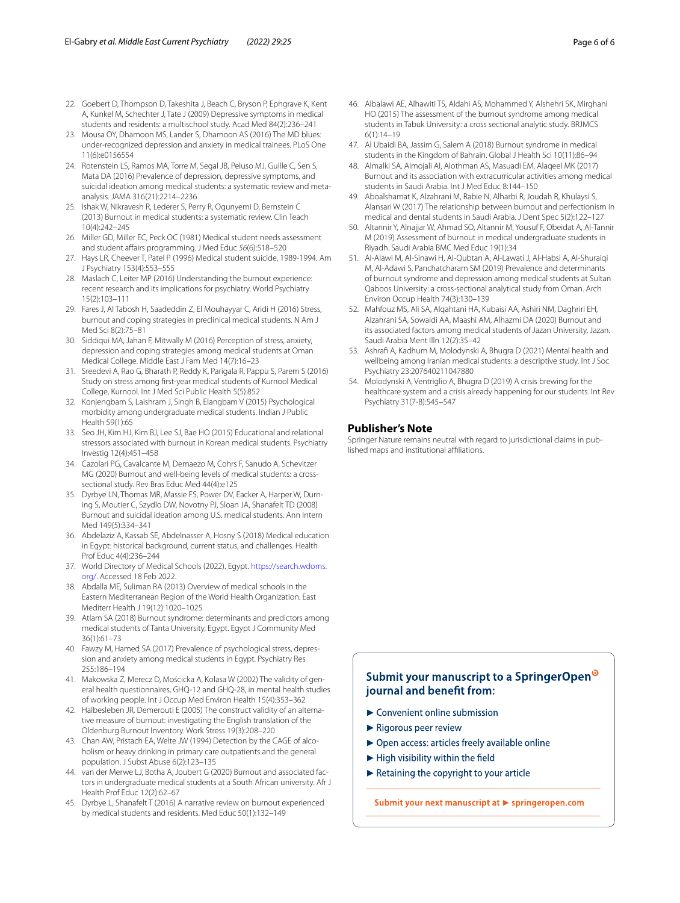22. Goebert D, Thompson D, Takeshita J, Beach C, Bryson P, Ephgrave K, Kent A, Kunkel M, Schechter J, Tate J (2009) Depressive symptoms in medical students and residents: a multischool study. Acad Med 84(2):236–241
23. Mousa OY, Dhamoon MS, Lander S, Dhamoon AS (2016) The MD blues: under-recognized depression and anxiety in medical trainees. PLoS One 11(6):e0156554
24. Rotenstein LS, Ramos MA, Torre M, Segal JB, Peluso MJ, Guille C, Sen S, Mata DA (2016) Prevalence of depression, depressive symptoms, and suicidal ideation among medical students: a systematic review and meta-analysis. JAMA 316(21):2214–2236
25. Ishak W, Nikravesh R, Lederer S, Perry R, Ogunyemi D, Bernstein C (2013) Burnout in medical students: a systematic review. Clin Teach 10(4):242–245
26. Miller GD, Miller EC, Peck OC (1981) Medical student needs assessment and student affairs programming. J Med Educ 56(6):518–520
27. Hays LR, Cheever T, Patel P (1996) Medical student suicide, 1989-1994. Am J Psychiatry 153(4):553–555
28. Maslach C, Leiter MP (2016) Understanding the burnout experience: recent research and its implications for psychiatry. World Psychiatry 15(2):103–111
29. Fares J, Al Tabosh H, Saadeddin Z, El Mouhayyar C, Aridi H (2016) Stress, burnout and coping strategies in preclinical medical students. N Am J Med Sci 8(2):75–81
30. Siddiqui MA, Jahan F, Mitwally M (2016) Perception of stress, anxiety, depression and coping strategies among medical students at Oman Medical College. Middle East J Fam Med 14(7):16–23
31. Sreedevi A, Rao G, Bharath P, Reddy K, Parigala R, Pappu S, Parem S (2016) Study on stress among first-year medical students of Kurnool Medical College, Kurnool. Int J Med Sci Public Health 5(5):852
32. Konjengbam S, Laishram J, Singh B, Elangbam V (2015) Psychological morbidity among undergraduate medical students. Indian J Public Health 59(1):65
33. Seo JH, Kim HJ, Kim BJ, Lee SJ, Bae HO (2015) Educational and relational stressors associated with burnout in Korean medical students. Psychiatry Investig 12(4):451–458
34. Cazolari PG, Cavalcante M, Demaezo M, Cohrs F, Sanudo A, Schevitzer MG (2020) Burnout and well-being levels of medical students: a cross-sectional study. Rev Bras Educ Med 44(4):e125
35. Dyrbye LN, Thomas MR, Massie FS, Power DV, Eacker A, Harper W, Durning S, Moutier C, Szydlo DW, Novotny PJ, Sloan JA, Shanafelt TD (2008) Burnout and suicidal ideation among U.S. medical students. Ann Intern Med 149(5):334–341
36. Abdelaziz A, Kassab SE, Abdelnasser A, Hosny S (2018) Medical education in Egypt: historical background, current status, and challenges. Health Prof Educ 4(4):236–244
37. World Directory of Medical Schools (2022). Egypt. https://search.wdoms.org/. Accessed 18 Feb 2022.
38. Abdalla ME, Suliman RA (2013) Overview of medical schools in the Eastern Mediterranean Region of the World Health Organization. East Mediterr Health J 19(12):1020–1025
39. Atlam SA (2018) Burnout syndrome: determinants and predictors among medical students of Tanta University, Egypt. Egypt J Community Med 36(1):61–73
40. Fawzy M, Hamed SA (2017) Prevalence of psychological stress, depression and anxiety among medical students in Egypt. Psychiatry Res 255:186–194
41. Makowska Z, Merecz D, Mościcka A, Kolasa W (2002) The validity of general health questionnaires, GHQ-12 and GHQ-28, in mental health studies of working people. Int J Occup Med Environ Health 15(4):353–362
42. Halbesleben JR, Demerouti E (2005) The construct validity of an alternative measure of burnout: investigating the English translation of the Oldenburg Burnout Inventory. Work Stress 19(3):208–220
43. Chan AW, Pristach EA, Welte JW (1994) Detection by the CAGE of alcoholism or heavy drinking in primary care outpatients and the general population. J Subst Abuse 6(2):123–135
44. van der Merwe LJ, Botha A, Joubert G (2020) Burnout and associated factors in undergraduate medical students at a South African university. Afr J Health Prof Educ 12(2):62–67
45. Dyrbye L, Shanafelt T (2016) A narrative review on burnout experienced by medical students and residents. Med Educ 50(1):132–149
46. Albalawi AE, Alhawiti TS, Aldahi AS, Mohammed Y, Alshehri SK, Mirghani HO (2015) The assessment of the burnout syndrome among medical students in Tabuk University: a cross sectional analytic study. BRJMCS 6(1):14–19
47. Al Ubaidi BA, Jassim G, Salem A (2018) Burnout syndrome in medical students in the Kingdom of Bahrain. Global J Health Sci 10(11):86–94
48. Almalki SA, Almojali AI, Alothman AS, Masuadi EM, Alaqeel MK (2017) Burnout and its association with extracurricular activities among medical students in Saudi Arabia. Int J Med Educ 8:144–150
49. Aboalshamat K, Alzahrani M, Rabie N, Alharbi R, Joudah R, Khulaysi S, Alansari W (2017) The relationship between burnout and perfectionism in medical and dental students in Saudi Arabia. J Dent Spec 5(2):122–127
50. Altannir Y, Alnajjar W, Ahmad SO, Altannir M, Yousuf F, Obeidat A, Al-Tannir M (2019) Assessment of burnout in medical undergraduate students in Riyadh. Saudi Arabia BMC Med Educ 19(1):34
51. Al-Alawi M, Al-Sinawi H, Al-Qubtan A, Al-Lawati J, Al-Habsi A, Al-Shuraiqi M, Al-Adawi S, Panchatcharam SM (2019) Prevalence and determinants of burnout syndrome and depression among medical students at Sultan Qaboos University: a cross-sectional analytical study from Oman. Arch Environ Occup Health 74(3):130–139
52. Mahfouz MS, Ali SA, Alqahtani HA, Kubaisi AA, Ashiri NM, Daghriri EH, Alzahrani SA, Sowaidi AA, Maashi AM, Alhazmi DA (2020) Burnout and its associated factors among medical students of Jazan University, Jazan. Saudi Arabia Ment Illn 12(2):35–42
53. Ashrafi A, Kadhum M, Molodynski A, Bhugra D (2021) Mental health and wellbeing among Iranian medical students: a descriptive study. Int J Soc Psychiatry 23:207640211047880
54. Molodynski A, Ventriglio A, Bhugra D (2019) A crisis brewing for the healthcare system and a crisis already happening for our students. Int Rev Psychiatry 31(7-8):545–547

## Publisher's Note

Springer Nature remains neutral with regard to jurisdictional claims in published maps and institutional affiliations.

**Submit your manuscript to a SpringerOpen journal and benefit from:**

- ► Convenient online submission
- ► Rigorous peer review
- ► Open access: articles freely available online
- ► High visibility within the field
- ► Retaining the copyright to your article

**Submit your next manuscript at ► springeropen.com**